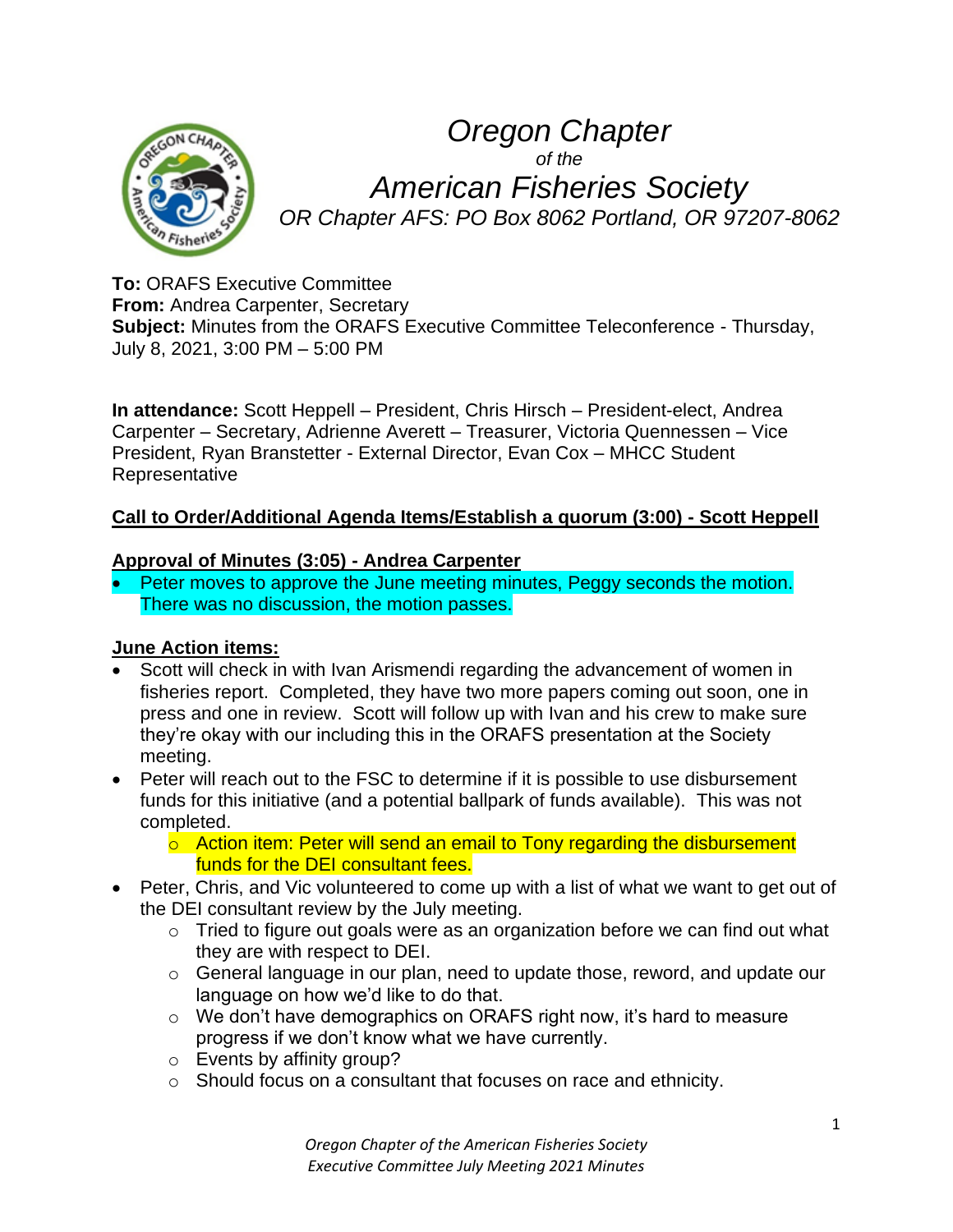# Oregon Chapter

*of the*

# American Fisheries Society

*OR Chapter AFS: PO Box 8062 Portland, OR 97207-8062*

**To:** ORAFS Executive Committee
**From:** Andrea Carpenter, Secretary
**Subject:** Minutes from the ORAFS Executive Committee Teleconference - Thursday, July 8, 2021, 3:00 PM – 5:00 PM

**In attendance:** Scott Heppell – President, Chris Hirsch – President-elect, Andrea Carpenter – Secretary, Adrienne Averett – Treasurer, Victoria Quennessen – Vice President, Ryan Branstetter - External Director, Evan Cox – MHCC Student Representative

**Call to Order/Additional Agenda Items/Establish a quorum (3:00) - Scott Heppell**

**Approval of Minutes (3:05) - Andrea Carpenter**

- Peter moves to approve the June meeting minutes, Peggy seconds the motion. There was no discussion, the motion passes.

**June Action items:**

- Scott will check in with Ivan Arismendi regarding the advancement of women in fisheries report. Completed, they have two more papers coming out soon, one in press and one in review. Scott will follow up with Ivan and his crew to make sure they're okay with our including this in the ORAFS presentation at the Society meeting.
- Peter will reach out to the FSC to determine if it is possible to use disbursement funds for this initiative (and a potential ballpark of funds available). This was not completed.
  - Action item: Peter will send an email to Tony regarding the disbursement funds for the DEI consultant fees.
- Peter, Chris, and Vic volunteered to come up with a list of what we want to get out of the DEI consultant review by the July meeting.
  - Tried to figure out goals were as an organization before we can find out what they are with respect to DEI.
  - General language in our plan, need to update those, reword, and update our language on how we'd like to do that.
  - We don't have demographics on ORAFS right now, it's hard to measure progress if we don't know what we have currently.
  - Events by affinity group?
  - Should focus on a consultant that focuses on race and ethnicity.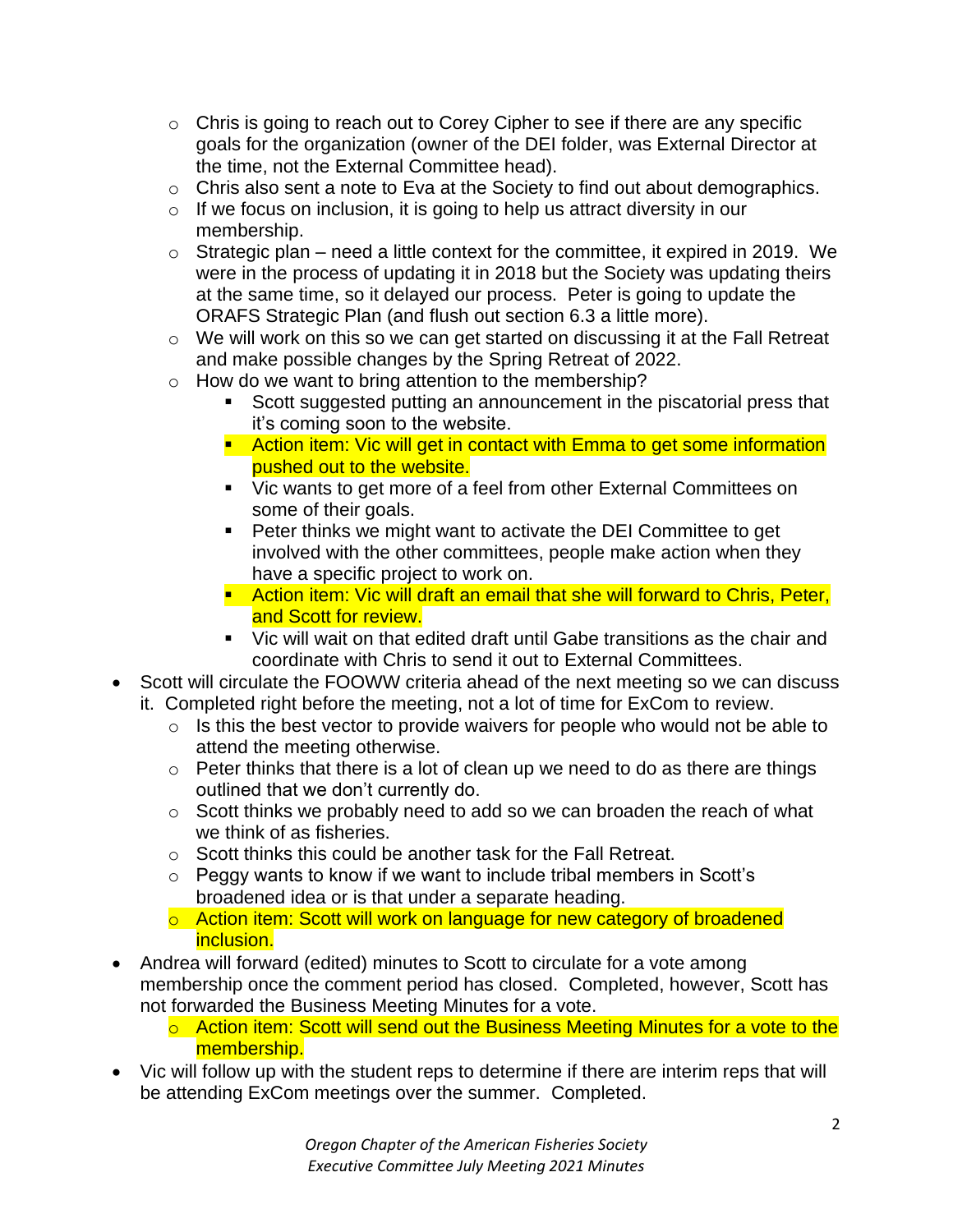- Chris is going to reach out to Corey Cipher to see if there are any specific goals for the organization (owner of the DEI folder, was External Director at the time, not the External Committee head).
  - Chris also sent a note to Eva at the Society to find out about demographics.
  - If we focus on inclusion, it is going to help us attract diversity in our membership.
  - Strategic plan – need a little context for the committee, it expired in 2019. We were in the process of updating it in 2018 but the Society was updating theirs at the same time, so it delayed our process. Peter is going to update the ORAFS Strategic Plan (and flush out section 6.3 a little more).
  - We will work on this so we can get started on discussing it at the Fall Retreat and make possible changes by the Spring Retreat of 2022.
  - How do we want to bring attention to the membership?
    - Scott suggested putting an announcement in the piscatorial press that it's coming soon to the website.
    - Action item: Vic will get in contact with Emma to get some information pushed out to the website.
    - Vic wants to get more of a feel from other External Committees on some of their goals.
    - Peter thinks we might want to activate the DEI Committee to get involved with the other committees, people make action when they have a specific project to work on.
    - Action item: Vic will draft an email that she will forward to Chris, Peter, and Scott for review.
    - Vic will wait on that edited draft until Gabe transitions as the chair and coordinate with Chris to send it out to External Committees.
- Scott will circulate the FOOWW criteria ahead of the next meeting so we can discuss it. Completed right before the meeting, not a lot of time for ExCom to review.
  - Is this the best vector to provide waivers for people who would not be able to attend the meeting otherwise.
  - Peter thinks that there is a lot of clean up we need to do as there are things outlined that we don't currently do.
  - Scott thinks we probably need to add so we can broaden the reach of what we think of as fisheries.
  - Scott thinks this could be another task for the Fall Retreat.
  - Peggy wants to know if we want to include tribal members in Scott's broadened idea or is that under a separate heading.
  - Action item: Scott will work on language for new category of broadened inclusion.
- Andrea will forward (edited) minutes to Scott to circulate for a vote among membership once the comment period has closed. Completed, however, Scott has not forwarded the Business Meeting Minutes for a vote.
  - Action item: Scott will send out the Business Meeting Minutes for a vote to the membership.
- Vic will follow up with the student reps to determine if there are interim reps that will be attending ExCom meetings over the summer. Completed.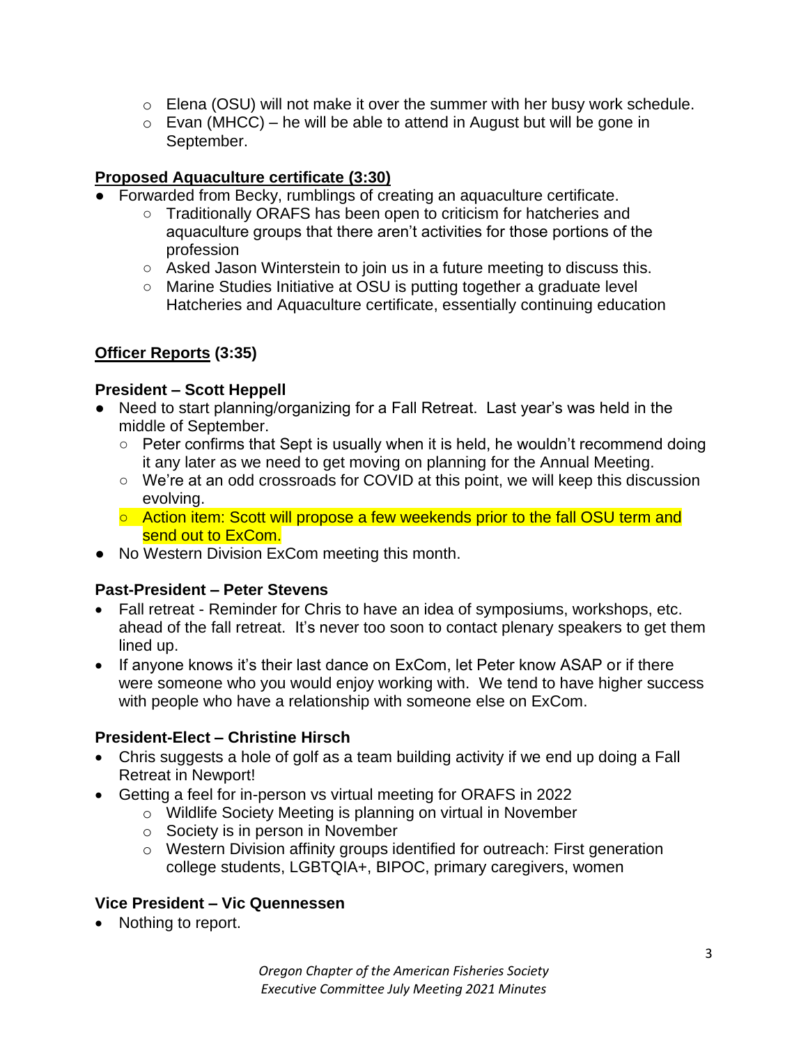- Elena (OSU) will not make it over the summer with her busy work schedule.
- Evan (MHCC) – he will be able to attend in August but will be gone in September.

**Proposed Aquaculture certificate (3:30)**

- Forwarded from Becky, rumblings of creating an aquaculture certificate.
    - Traditionally ORAFS has been open to criticism for hatcheries and aquaculture groups that there aren't activities for those portions of the profession
    - Asked Jason Winterstein to join us in a future meeting to discuss this.
    - Marine Studies Initiative at OSU is putting together a graduate level Hatcheries and Aquaculture certificate, essentially continuing education

**Officer Reports (3:35)**

**President – Scott Heppell**

- Need to start planning/organizing for a Fall Retreat. Last year's was held in the middle of September.
    - Peter confirms that Sept is usually when it is held, he wouldn't recommend doing it any later as we need to get moving on planning for the Annual Meeting.
    - We're at an odd crossroads for COVID at this point, we will keep this discussion evolving.
    - Action item: Scott will propose a few weekends prior to the fall OSU term and send out to ExCom.
- No Western Division ExCom meeting this month.

**Past-President – Peter Stevens**

- Fall retreat - Reminder for Chris to have an idea of symposiums, workshops, etc. ahead of the fall retreat. It's never too soon to contact plenary speakers to get them lined up.
- If anyone knows it's their last dance on ExCom, let Peter know ASAP or if there were someone who you would enjoy working with. We tend to have higher success with people who have a relationship with someone else on ExCom.

**President-Elect – Christine Hirsch**

- Chris suggests a hole of golf as a team building activity if we end up doing a Fall Retreat in Newport!
- Getting a feel for in-person vs virtual meeting for ORAFS in 2022
    - Wildlife Society Meeting is planning on virtual in November
    - Society is in person in November
    - Western Division affinity groups identified for outreach: First generation college students, LGBTQIA+, BIPOC, primary caregivers, women

**Vice President – Vic Quennessen**

- Nothing to report.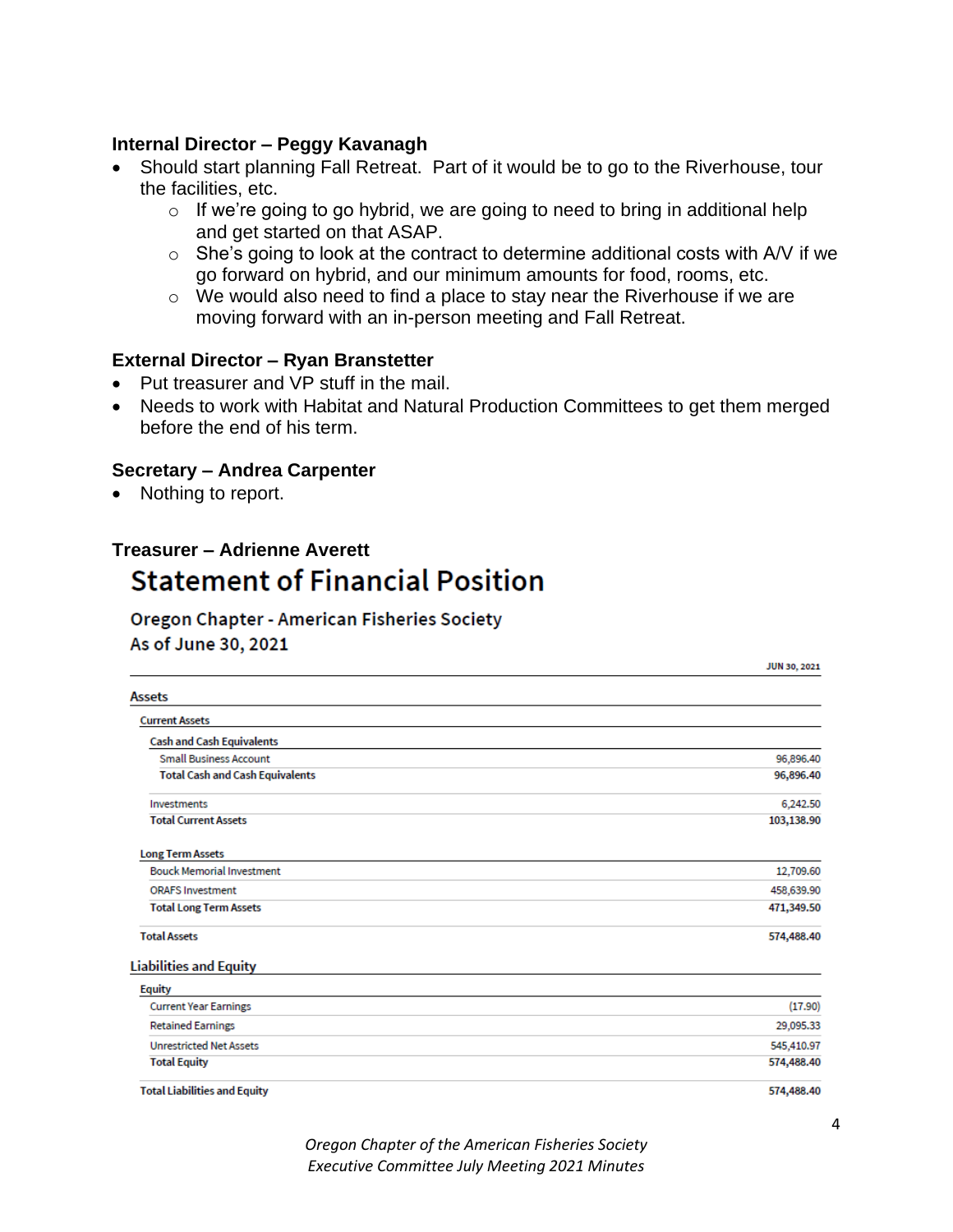### Internal Director – Peggy Kavanagh

- Should start planning Fall Retreat. Part of it would be to go to the Riverhouse, tour the facilities, etc.
  - If we're going to go hybrid, we are going to need to bring in additional help and get started on that ASAP.
  - She's going to look at the contract to determine additional costs with A/V if we go forward on hybrid, and our minimum amounts for food, rooms, etc.
  - We would also need to find a place to stay near the Riverhouse if we are moving forward with an in-person meeting and Fall Retreat.

### External Director – Ryan Branstetter

- Put treasurer and VP stuff in the mail.
- Needs to work with Habitat and Natural Production Committees to get them merged before the end of his term.

### Secretary – Andrea Carpenter

- Nothing to report.

### Treasurer – Adrienne Averett

## Statement of Financial Position

**Oregon Chapter - American Fisheries Society**
**As of June 30, 2021**

| | JUN 30, 2021 |
|---|---|
| **Assets** | |
| **Current Assets** | |
| **Cash and Cash Equivalents** | |
| Small Business Account | 96,896.40 |
| **Total Cash and Cash Equivalents** | **96,896.40** |
| Investments | 6,242.50 |
| **Total Current Assets** | **103,138.90** |
| **Long Term Assets** | |
| Bouck Memorial Investment | 12,709.60 |
| ORAFS Investment | 458,639.90 |
| **Total Long Term Assets** | **471,349.50** |
| **Total Assets** | **574,488.40** |
| **Liabilities and Equity** | |
| **Equity** | |
| Current Year Earnings | (17.90) |
| Retained Earnings | 29,095.33 |
| Unrestricted Net Assets | 545,410.97 |
| **Total Equity** | **574,488.40** |
| **Total Liabilities and Equity** | **574,488.40** |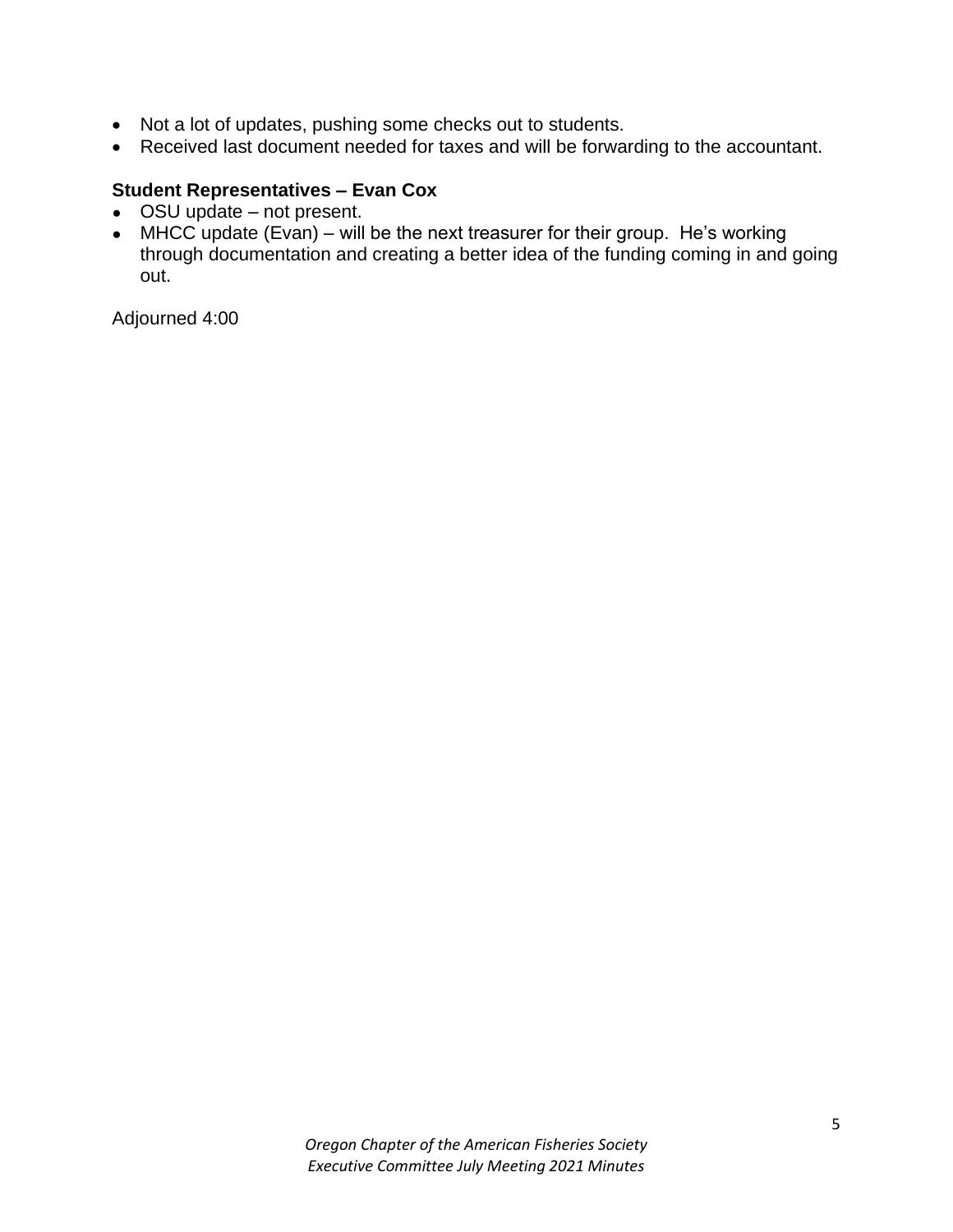- Not a lot of updates, pushing some checks out to students.
- Received last document needed for taxes and will be forwarding to the accountant.

**Student Representatives – Evan Cox**

- OSU update – not present.
- MHCC update (Evan) – will be the next treasurer for their group. He's working through documentation and creating a better idea of the funding coming in and going out.

Adjourned 4:00